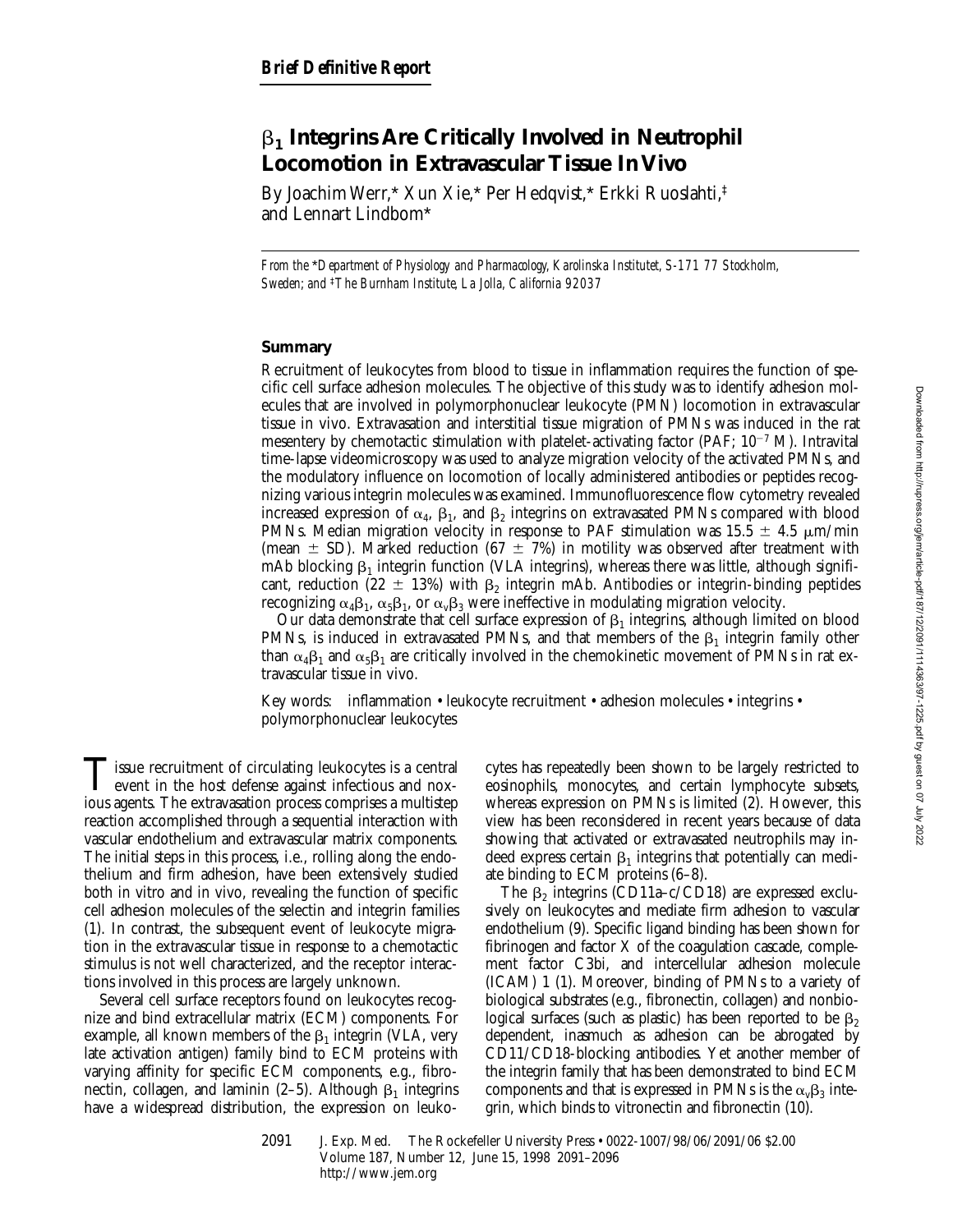***Brief Definitive Report***

# $\beta_1$ Integrins Are Critically Involved in Neutrophil Locomotion in Extravascular Tissue In Vivo

By Joachim Werr,* Xun Xie,* Per Hedqvist,* Erkki Ruoslahti,‡ and Lennart Lindbom*

*From the \*Department of Physiology and Pharmacology, Karolinska Institutet, S-171 77 Stockholm, Sweden; and ‡The Burnham Institute, La Jolla, California 92037*

## Summary

Recruitment of leukocytes from blood to tissue in inflammation requires the function of specific cell surface adhesion molecules. The objective of this study was to identify adhesion molecules that are involved in polymorphonuclear leukocyte (PMN) locomotion in extravascular tissue in vivo. Extravasation and interstitial tissue migration of PMNs was induced in the rat mesentery by chemotactic stimulation with platelet-activating factor (PAF; $10^{-7}$ M). Intravital time-lapse videomicroscopy was used to analyze migration velocity of the activated PMNs, and the modulatory influence on locomotion of locally administered antibodies or peptides recognizing various integrin molecules was examined. Immunofluorescence flow cytometry revealed increased expression of $\alpha_4$, $\beta_1$, and $\beta_2$ integrins on extravasated PMNs compared with blood PMNs. Median migration velocity in response to PAF stimulation was $15.5 \pm 4.5$ $\mu$m/min (mean $\pm$ SD). Marked reduction ($67 \pm 7$%) in motility was observed after treatment with mAb blocking $\beta_1$ integrin function (VLA integrins), whereas there was little, although significant, reduction ($22 \pm 13$%) with $\beta_2$ integrin mAb. Antibodies or integrin-binding peptides recognizing $\alpha_4\beta_1$, $\alpha_5\beta_1$, or $\alpha_v\beta_3$ were ineffective in modulating migration velocity.

Our data demonstrate that cell surface expression of $\beta_1$ integrins, although limited on blood PMNs, is induced in extravasated PMNs, and that members of the $\beta_1$ integrin family other than $\alpha_4\beta_1$ and $\alpha_5\beta_1$ are critically involved in the chemokinetic movement of PMNs in rat extravascular tissue in vivo.

Key words: inflammation • leukocyte recruitment • adhesion molecules • integrins • polymorphonuclear leukocytes

Tissue recruitment of circulating leukocytes is a central event in the host defense against infectious and noxious agents. The extravasation process comprises a multistep reaction accomplished through a sequential interaction with vascular endothelium and extravascular matrix components. The initial steps in this process, i.e., rolling along the endothelium and firm adhesion, have been extensively studied both in vitro and in vivo, revealing the function of specific cell adhesion molecules of the selectin and integrin families (1). In contrast, the subsequent event of leukocyte migration in the extravascular tissue in response to a chemotactic stimulus is not well characterized, and the receptor interactions involved in this process are largely unknown.

Several cell surface receptors found on leukocytes recognize and bind extracellular matrix (ECM) components. For example, all known members of the $\beta_1$ integrin (VLA, very late activation antigen) family bind to ECM proteins with varying affinity for specific ECM components, e.g., fibronectin, collagen, and laminin (2–5). Although $\beta_1$ integrins have a widespread distribution, the expression on leukocytes has repeatedly been shown to be largely restricted to eosinophils, monocytes, and certain lymphocyte subsets, whereas expression on PMNs is limited (2). However, this view has been reconsidered in recent years because of data showing that activated or extravasated neutrophils may indeed express certain $\beta_1$ integrins that potentially can mediate binding to ECM proteins (6–8).

The $\beta_2$ integrins (CD11a–c/CD18) are expressed exclusively on leukocytes and mediate firm adhesion to vascular endothelium (9). Specific ligand binding has been shown for fibrinogen and factor X of the coagulation cascade, complement factor C3bi, and intercellular adhesion molecule (ICAM) 1 (1). Moreover, binding of PMNs to a variety of biological substrates (e.g., fibronectin, collagen) and nonbiological surfaces (such as plastic) has been reported to be $\beta_2$ dependent, inasmuch as adhesion can be abrogated by CD11/CD18-blocking antibodies. Yet another member of the integrin family that has been demonstrated to bind ECM components and that is expressed in PMNs is the $\alpha_v\beta_3$ integrin, which binds to vitronectin and fibronectin (10).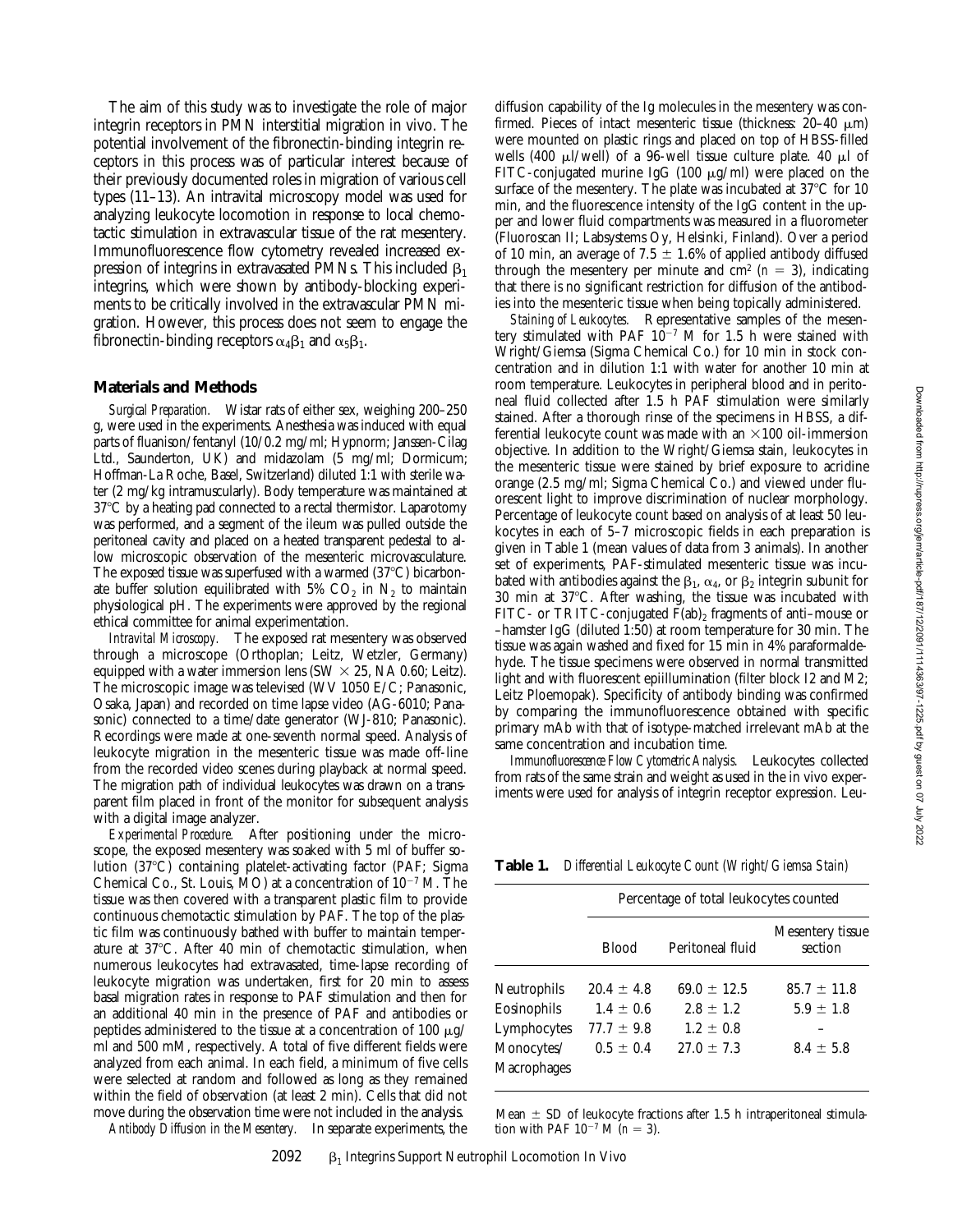The aim of this study was to investigate the role of major integrin receptors in PMN interstitial migration in vivo. The potential involvement of the fibronectin-binding integrin receptors in this process was of particular interest because of their previously documented roles in migration of various cell types (11–13). An intravital microscopy model was used for analyzing leukocyte locomotion in response to local chemotactic stimulation in extravascular tissue of the rat mesentery. Immunofluorescence flow cytometry revealed increased expression of integrins in extravasated PMNs. This included $\beta_1$ integrins, which were shown by antibody-blocking experiments to be critically involved in the extravascular PMN migration. However, this process does not seem to engage the fibronectin-binding receptors $\alpha_4\beta_1$ and $\alpha_5\beta_1$.

## Materials and Methods

*Surgical Preparation.* Wistar rats of either sex, weighing 200–250 g, were used in the experiments. Anesthesia was induced with equal parts of fluanison/fentanyl (10/0.2 mg/ml; Hypnorm; Janssen-Cilag Ltd., Saunderton, UK) and midazolam (5 mg/ml; Dormicum; Hoffman-La Roche, Basel, Switzerland) diluted 1:1 with sterile water (2 mg/kg intramuscularly). Body temperature was maintained at 37°C by a heating pad connected to a rectal thermistor. Laparotomy was performed, and a segment of the ileum was pulled outside the peritoneal cavity and placed on a heated transparent pedestal to allow microscopic observation of the mesenteric microvasculature. The exposed tissue was superfused with a warmed (37°C) bicarbonate buffer solution equilibrated with 5% $CO_2$ in $N_2$ to maintain physiological pH. The experiments were approved by the regional ethical committee for animal experimentation.

*Intravital Microscopy.* The exposed rat mesentery was observed through a microscope (Orthoplan; Leitz, Wetzler, Germany) equipped with a water immersion lens (SW × 25, NA 0.60; Leitz). The microscopic image was televised (WV 1050 E/C; Panasonic, Osaka, Japan) and recorded on time lapse video (AG-6010; Panasonic) connected to a time/date generator (WJ-810; Panasonic). Recordings were made at one-seventh normal speed. Analysis of leukocyte migration in the mesenteric tissue was made off-line from the recorded video scenes during playback at normal speed. The migration path of individual leukocytes was drawn on a transparent film placed in front of the monitor for subsequent analysis with a digital image analyzer.

*Experimental Procedure.* After positioning under the microscope, the exposed mesentery was soaked with 5 ml of buffer solution (37°C) containing platelet-activating factor (PAF; Sigma Chemical Co., St. Louis, MO) at a concentration of $10^{-7}$ M. The tissue was then covered with a transparent plastic film to provide continuous chemotactic stimulation by PAF. The top of the plastic film was continuously bathed with buffer to maintain temperature at 37°C. After 40 min of chemotactic stimulation, when numerous leukocytes had extravasated, time-lapse recording of leukocyte migration was undertaken, first for 20 min to assess basal migration rates in response to PAF stimulation and then for an additional 40 min in the presence of PAF and antibodies or peptides administered to the tissue at a concentration of 100 μg/ml and 500 mM, respectively. A total of five different fields were analyzed from each animal. In each field, a minimum of five cells were selected at random and followed as long as they remained within the field of observation (at least 2 min). Cells that did not move during the observation time were not included in the analysis.

*Antibody Diffusion in the Mesentery.* In separate experiments, the diffusion capability of the Ig molecules in the mesentery was confirmed. Pieces of intact mesenteric tissue (thickness: 20–40 μm) were mounted on plastic rings and placed on top of HBSS-filled wells (400 μl/well) of a 96-well tissue culture plate. 40 μl of FITC-conjugated murine IgG (100 μg/ml) were placed on the surface of the mesentery. The plate was incubated at 37°C for 10 min, and the fluorescence intensity of the IgG content in the upper and lower fluid compartments was measured in a fluorometer (Fluoroscan II; Labsystems Oy, Helsinki, Finland). Over a period of 10 min, an average of 7.5 ± 1.6% of applied antibody diffused through the mesentery per minute and cm$^2$ ($n = 3$), indicating that there is no significant restriction for diffusion of the antibodies into the mesenteric tissue when being topically administered.

*Staining of Leukocytes.* Representative samples of the mesentery stimulated with PAF $10^{-7}$ M for 1.5 h were stained with Wright/Giemsa (Sigma Chemical Co.) for 10 min in stock concentration and in dilution 1:1 with water for another 10 min at room temperature. Leukocytes in peripheral blood and in peritoneal fluid collected after 1.5 h PAF stimulation were similarly stained. After a thorough rinse of the specimens in HBSS, a differential leukocyte count was made with an ×100 oil-immersion objective. In addition to the Wright/Giemsa stain, leukocytes in the mesenteric tissue were stained by brief exposure to acridine orange (2.5 mg/ml; Sigma Chemical Co.) and viewed under fluorescent light to improve discrimination of nuclear morphology. Percentage of leukocyte count based on analysis of at least 50 leukocytes in each of 5–7 microscopic fields in each preparation is given in Table 1 (mean values of data from 3 animals). In another set of experiments, PAF-stimulated mesenteric tissue was incubated with antibodies against the $\beta_1$, $\alpha_4$, or $\beta_2$ integrin subunit for 30 min at 37°C. After washing, the tissue was incubated with FITC- or TRITC-conjugated F(ab)$_2$ fragments of anti–mouse or –hamster IgG (diluted 1:50) at room temperature for 30 min. The tissue was again washed and fixed for 15 min in 4% paraformaldehyde. The tissue specimens were observed in normal transmitted light and with fluorescent epiillumination (filter block I2 and M2; Leitz Ploemopak). Specificity of antibody binding was confirmed by comparing the immunofluorescence obtained with specific primary mAb with that of isotype-matched irrelevant mAb at the same concentration and incubation time.

*Immunofluorescence Flow Cytometric Analysis.* Leukocytes collected from rats of the same strain and weight as used in the in vivo experiments were used for analysis of integrin receptor expression. Leu-

**Table 1.** *Differential Leukocyte Count (Wright/Giemsa Stain)*

| | Percentage of total leukocytes counted | | |
|---|---|---|---|
| | Blood | Peritoneal fluid | Mesentery tissue section |
| Neutrophils | 20.4 ± 4.8 | 69.0 ± 12.5 | 85.7 ± 11.8 |
| Eosinophils | 1.4 ± 0.6 | 2.8 ± 1.2 | 5.9 ± 1.8 |
| Lymphocytes | 77.7 ± 9.8 | 1.2 ± 0.8 | – |
| Monocytes/Macrophages | 0.5 ± 0.4 | 27.0 ± 7.3 | 8.4 ± 5.8 |

Mean ± SD of leukocyte fractions after 1.5 h intraperitoneal stimulation with PAF $10^{-7}$ M ($n = 3$).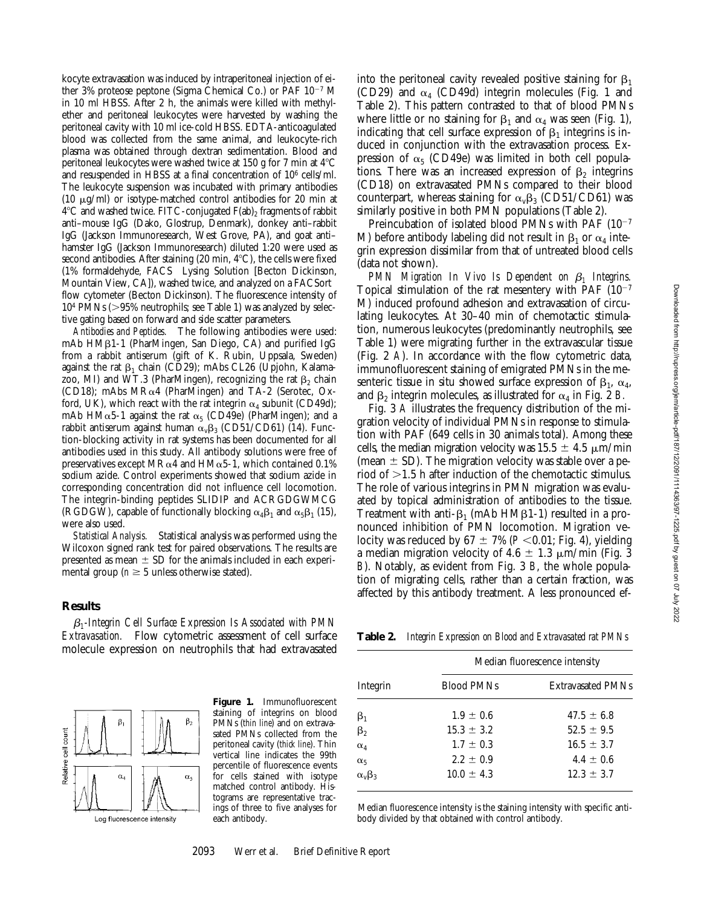kocyte extravasation was induced by intraperitoneal injection of either 3% proteose peptone (Sigma Chemical Co.) or PAF $10^{-7}$ M in 10 ml HBSS. After 2 h, the animals were killed with methylether and peritoneal leukocytes were harvested by washing the peritoneal cavity with 10 ml ice-cold HBSS. EDTA-anticoagulated blood was collected from the same animal, and leukocyte-rich plasma was obtained through dextran sedimentation. Blood and peritoneal leukocytes were washed twice at 150 g for 7 min at 4°C and resuspended in HBSS at a final concentration of $10^6$ cells/ml. The leukocyte suspension was incubated with primary antibodies (10 μg/ml) or isotype-matched control antibodies for 20 min at 4°C and washed twice. FITC-conjugated $F(ab)_2$ fragments of rabbit anti–mouse IgG (Dako, Glostrup, Denmark), donkey anti–rabbit IgG (Jackson Immunoresearch, West Grove, PA), and goat anti–hamster IgG (Jackson Immunoresearch) diluted 1:20 were used as second antibodies. After staining (20 min, 4°C), the cells were fixed (1% formaldehyde, FACS Lysing Solution [Becton Dickinson, Mountain View, CA]), washed twice, and analyzed on a FACSort flow cytometer (Becton Dickinson). The fluorescence intensity of $10^4$ PMNs (>95% neutrophils; see Table 1) was analyzed by selective gating based on forward and side scatter parameters.

*Antibodies and Peptides.* The following antibodies were used: mAb HMβ1-1 (PharMingen, San Diego, CA) and purified IgG from a rabbit antiserum (gift of K. Rubin, Uppsala, Sweden) against the rat $\beta_1$ chain (CD29); mAbs CL26 (Upjohn, Kalamazoo, MI) and WT.3 (PharMingen), recognizing the rat $\beta_2$ chain (CD18); mAbs MRα4 (PharMingen) and TA-2 (Serotec, Oxford, UK), which react with the rat integrin $\alpha_4$ subunit (CD49d); mAb HMα5-1 against the rat $\alpha_5$ (CD49e) (PharMingen); and a rabbit antiserum against human $\alpha_v\beta_3$ (CD51/CD61) (14). Function-blocking activity in rat systems has been documented for all antibodies used in this study. All antibody solutions were free of preservatives except MRα4 and HMα5-1, which contained 0.1% sodium azide. Control experiments showed that sodium azide in corresponding concentration did not influence cell locomotion. The integrin-binding peptides SLIDIP and ACRGDGWMCG (RGDGW), capable of functionally blocking $\alpha_4\beta_1$ and $\alpha_5\beta_1$ (15), were also used.

*Statistical Analysis.* Statistical analysis was performed using the Wilcoxon signed rank test for paired observations. The results are presented as mean ± SD for the animals included in each experimental group ($n \geq 5$ unless otherwise stated).

## Results

*$\beta_1$-Integrin Cell Surface Expression Is Associated with PMN Extravasation.* Flow cytometric assessment of cell surface molecule expression on neutrophils that had extravasated into the peritoneal cavity revealed positive staining for $\beta_1$ (CD29) and $\alpha_4$ (CD49d) integrin molecules (Fig. 1 and Table 2). This pattern contrasted to that of blood PMNs where little or no staining for $\beta_1$ and $\alpha_4$ was seen (Fig. 1), indicating that cell surface expression of $\beta_1$ integrins is induced in conjunction with the extravasation process. Expression of $\alpha_5$ (CD49e) was limited in both cell populations. There was an increased expression of $\beta_2$ integrins (CD18) on extravasated PMNs compared to their blood counterpart, whereas staining for $\alpha_v\beta_3$ (CD51/CD61) was similarly positive in both PMN populations (Table 2).

Preincubation of isolated blood PMNs with PAF ($10^{-7}$ M) before antibody labeling did not result in $\beta_1$ or $\alpha_4$ integrin expression dissimilar from that of untreated blood cells (data not shown).

Figure 1. Immunofluorescent staining of integrins on blood PMNs (*thin line*) and on extravasated PMNs collected from the peritoneal cavity (*thick line*). Thin vertical line indicates the 99th percentile of fluorescence events for cells stained with isotype matched control antibody. Histograms are representative tracings of three to five analyses for each antibody.

*PMN Migration In Vivo Is Dependent on $\beta_1$ Integrins.* Topical stimulation of the rat mesentery with PAF ($10^{-7}$ M) induced profound adhesion and extravasation of circulating leukocytes. At 30–40 min of chemotactic stimulation, numerous leukocytes (predominantly neutrophils, see Table 1) were migrating further in the extravascular tissue (Fig. 2 *A*). In accordance with the flow cytometric data, immunofluorescent staining of emigrated PMNs in the mesenteric tissue in situ showed surface expression of $\beta_1$, $\alpha_4$, and $\beta_2$ integrin molecules, as illustrated for $\alpha_4$ in Fig. 2 *B*.

Fig. 3 *A* illustrates the frequency distribution of the migration velocity of individual PMNs in response to stimulation with PAF (649 cells in 30 animals total). Among these cells, the median migration velocity was 15.5 ± 4.5 μm/min (mean ± SD). The migration velocity was stable over a period of >1.5 h after induction of the chemotactic stimulus. The role of various integrins in PMN migration was evaluated by topical administration of antibodies to the tissue. Treatment with anti-$\beta_1$ (mAb HMβ1-1) resulted in a pronounced inhibition of PMN locomotion. Migration velocity was reduced by 67 ± 7% ($P < 0.01$; Fig. 4), yielding a median migration velocity of 4.6 ± 1.3 μm/min (Fig. 3 *B*). Notably, as evident from Fig. 3 *B*, the whole population of migrating cells, rather than a certain fraction, was affected by this antibody treatment. A less pronounced ef-

**Table 2.** *Integrin Expression on Blood and Extravasated rat PMNs*

| Integrin | Median fluorescence intensity | |
|---|---|---|
| | Blood PMNs | Extravasated PMNs |
| $\beta_1$ | 1.9 ± 0.6 | 47.5 ± 6.8 |
| $\beta_2$ | 15.3 ± 3.2 | 52.5 ± 9.5 |
| $\alpha_4$ | 1.7 ± 0.3 | 16.5 ± 3.7 |
| $\alpha_5$ | 2.2 ± 0.9 | 4.4 ± 0.6 |
| $\alpha_v\beta_3$ | 10.0 ± 4.3 | 12.3 ± 3.7 |

Median fluorescence intensity is the staining intensity with specific antibody divided by that obtained with control antibody.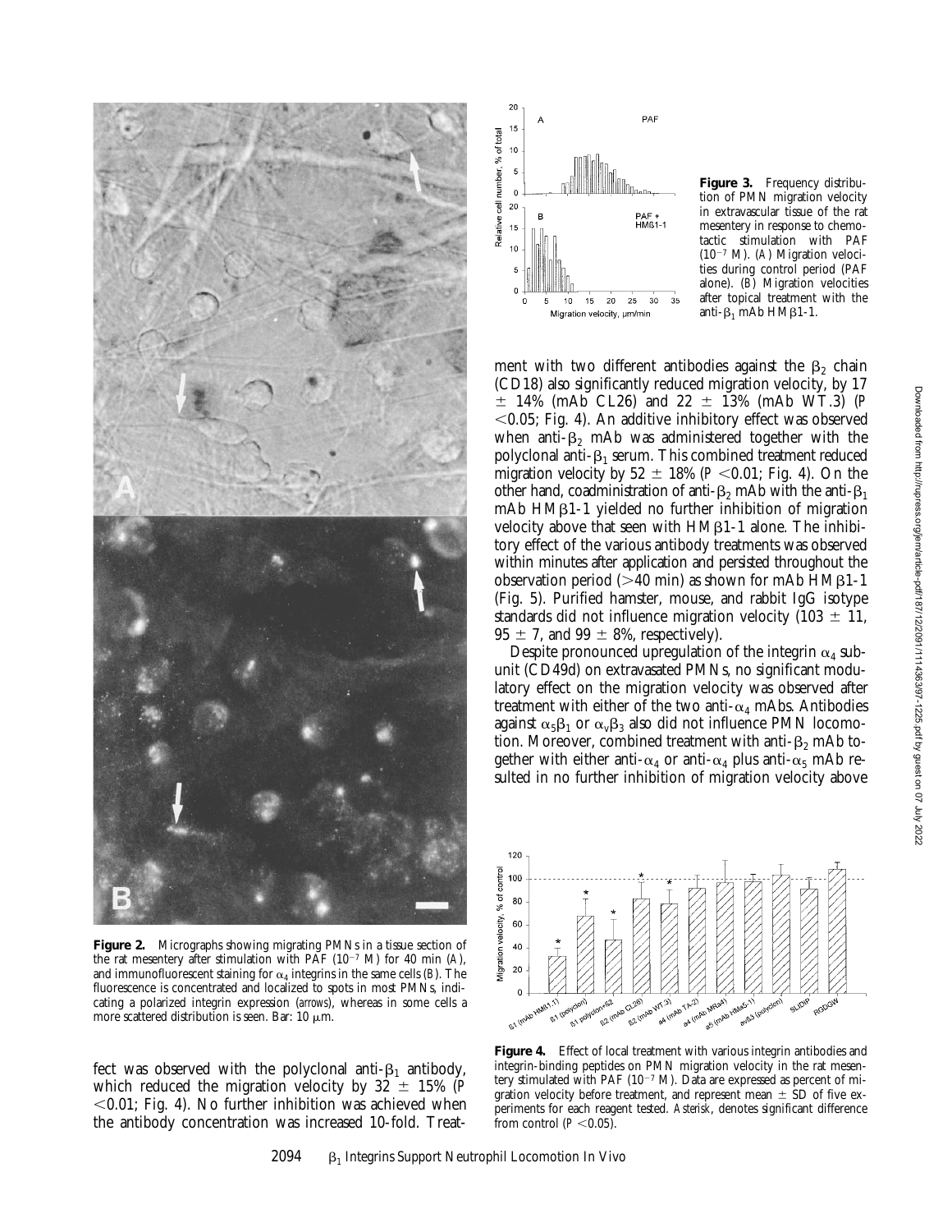**Figure 2.** Micrographs showing migrating PMNs in a tissue section of the rat mesentery after stimulation with PAF ($10^{-7}$ M) for 40 min (*A*), and immunofluorescent staining for $\alpha_4$ integrins in the same cells (*B*). The fluorescence is concentrated and localized to spots in most PMNs, indicating a polarized integrin expression (*arrows*), whereas in some cells a more scattered distribution is seen. Bar: 10 μm.

**Figure 3.** Frequency distribution of PMN migration velocity in extravascular tissue of the rat mesentery in response to chemotactic stimulation with PAF ($10^{-7}$ M). (*A*) Migration velocities during control period (PAF alone). (*B*) Migration velocities after topical treatment with the anti-$\beta_1$ mAb HMβ1-1.

fect was observed with the polyclonal anti-$\beta_1$ antibody, which reduced the migration velocity by 32 ± 15% ($P < 0.01$; Fig. 4). No further inhibition was achieved when the antibody concentration was increased 10-fold. Treatment with two different antibodies against the $\beta_2$ chain (CD18) also significantly reduced migration velocity, by 17 ± 14% (mAb CL26) and 22 ± 13% (mAb WT.3) ($P < 0.05$; Fig. 4). An additive inhibitory effect was observed when anti-$\beta_2$ mAb was administered together with the polyclonal anti-$\beta_1$ serum. This combined treatment reduced migration velocity by 52 ± 18% ($P < 0.01$; Fig. 4). On the other hand, coadministration of anti-$\beta_2$ mAb with the anti-$\beta_1$ mAb HMβ1-1 yielded no further inhibition of migration velocity above that seen with HMβ1-1 alone. The inhibitory effect of the various antibody treatments was observed within minutes after application and persisted throughout the observation period (>40 min) as shown for mAb HMβ1-1 (Fig. 5). Purified hamster, mouse, and rabbit IgG isotype standards did not influence migration velocity (103 ± 11, 95 ± 7, and 99 ± 8%, respectively).

Despite pronounced upregulation of the integrin $\alpha_4$ subunit (CD49d) on extravasated PMNs, no significant modulatory effect on the migration velocity was observed after treatment with either of the two anti-$\alpha_4$ mAbs. Antibodies against $\alpha_5\beta_1$ or $\alpha_v\beta_3$ also did not influence PMN locomotion. Moreover, combined treatment with anti-$\beta_2$ mAb together with either anti-$\alpha_4$ or anti-$\alpha_4$ plus anti-$\alpha_5$ mAb resulted in no further inhibition of migration velocity above

**Figure 4.** Effect of local treatment with various integrin antibodies and integrin-binding peptides on PMN migration velocity in the rat mesentery stimulated with PAF ($10^{-7}$ M). Data are expressed as percent of migration velocity before treatment, and represent mean ± SD of five experiments for each reagent tested. *Asterisk*, denotes significant difference from control ($P < 0.05$).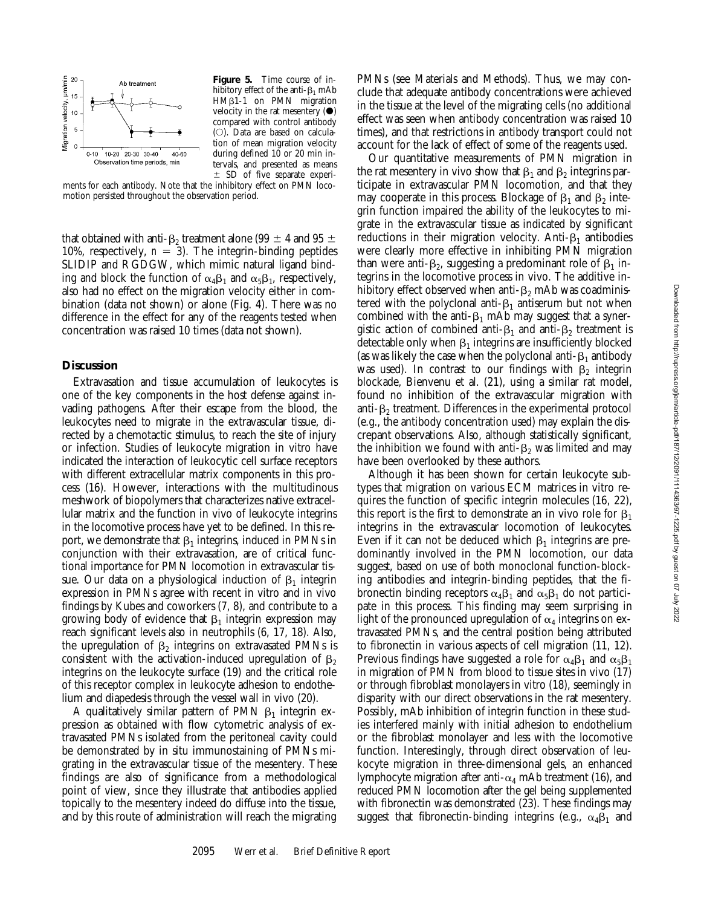**Figure 5.** Time course of inhibitory effect of the anti-$\beta_1$ mAb HM$\beta$1-1 on PMN migration velocity in the rat mesentery (●) compared with control antibody (○). Data are based on calculation of mean migration velocity during defined 10 or 20 min intervals, and presented as means ± SD of five separate experiments for each antibody. Note that the inhibitory effect on PMN locomotion persisted throughout the observation period.

that obtained with anti-$\beta_2$ treatment alone (99 ± 4 and 95 ± 10%, respectively, $n = 3$). The integrin-binding peptides SLIDIP and RGDGW, which mimic natural ligand binding and block the function of $\alpha_4\beta_1$ and $\alpha_5\beta_1$, respectively, also had no effect on the migration velocity either in combination (data not shown) or alone (Fig. 4). There was no difference in the effect for any of the reagents tested when concentration was raised 10 times (data not shown).

## Discussion

Extravasation and tissue accumulation of leukocytes is one of the key components in the host defense against invading pathogens. After their escape from the blood, the leukocytes need to migrate in the extravascular tissue, directed by a chemotactic stimulus, to reach the site of injury or infection. Studies of leukocyte migration in vitro have indicated the interaction of leukocytic cell surface receptors with different extracellular matrix components in this process (16). However, interactions with the multitudinous meshwork of biopolymers that characterizes native extracellular matrix and the function in vivo of leukocyte integrins in the locomotive process have yet to be defined. In this report, we demonstrate that $\beta_1$ integrins, induced in PMNs in conjunction with their extravasation, are of critical functional importance for PMN locomotion in extravascular tissue. Our data on a physiological induction of $\beta_1$ integrin expression in PMNs agree with recent in vitro and in vivo findings by Kubes and coworkers (7, 8), and contribute to a growing body of evidence that $\beta_1$ integrin expression may reach significant levels also in neutrophils (6, 17, 18). Also, the upregulation of $\beta_2$ integrins on extravasated PMNs is consistent with the activation-induced upregulation of $\beta_2$ integrins on the leukocyte surface (19) and the critical role of this receptor complex in leukocyte adhesion to endothelium and diapedesis through the vessel wall in vivo (20).

A qualitatively similar pattern of PMN $\beta_1$ integrin expression as obtained with flow cytometric analysis of extravasated PMNs isolated from the peritoneal cavity could be demonstrated by in situ immunostaining of PMNs migrating in the extravascular tissue of the mesentery. These findings are also of significance from a methodological point of view, since they illustrate that antibodies applied topically to the mesentery indeed do diffuse into the tissue, and by this route of administration will reach the migrating PMNs (see Materials and Methods). Thus, we may conclude that adequate antibody concentrations were achieved in the tissue at the level of the migrating cells (no additional effect was seen when antibody concentration was raised 10 times), and that restrictions in antibody transport could not account for the lack of effect of some of the reagents used.

Our quantitative measurements of PMN migration in the rat mesentery in vivo show that $\beta_1$ and $\beta_2$ integrins participate in extravascular PMN locomotion, and that they may cooperate in this process. Blockage of $\beta_1$ and $\beta_2$ integrin function impaired the ability of the leukocytes to migrate in the extravascular tissue as indicated by significant reductions in their migration velocity. Anti-$\beta_1$ antibodies were clearly more effective in inhibiting PMN migration than were anti-$\beta_2$, suggesting a predominant role of $\beta_1$ integrins in the locomotive process in vivo. The additive inhibitory effect observed when anti-$\beta_2$ mAb was coadministered with the polyclonal anti-$\beta_1$ antiserum but not when combined with the anti-$\beta_1$ mAb may suggest that a synergistic action of combined anti-$\beta_1$ and anti-$\beta_2$ treatment is detectable only when $\beta_1$ integrins are insufficiently blocked (as was likely the case when the polyclonal anti-$\beta_1$ antibody was used). In contrast to our findings with $\beta_2$ integrin blockade, Bienvenu et al. (21), using a similar rat model, found no inhibition of the extravascular migration with anti-$\beta_2$ treatment. Differences in the experimental protocol (e.g., the antibody concentration used) may explain the discrepant observations. Also, although statistically significant, the inhibition we found with anti-$\beta_2$ was limited and may have been overlooked by these authors.

Although it has been shown for certain leukocyte subtypes that migration on various ECM matrices in vitro requires the function of specific integrin molecules (16, 22), this report is the first to demonstrate an in vivo role for $\beta_1$ integrins in the extravascular locomotion of leukocytes. Even if it can not be deduced which $\beta_1$ integrins are predominantly involved in the PMN locomotion, our data suggest, based on use of both monoclonal function-blocking antibodies and integrin-binding peptides, that the fibronectin binding receptors $\alpha_4\beta_1$ and $\alpha_5\beta_1$ do not participate in this process. This finding may seem surprising in light of the pronounced upregulation of $\alpha_4$ integrins on extravasated PMNs, and the central position being attributed to fibronectin in various aspects of cell migration (11, 12). Previous findings have suggested a role for $\alpha_4\beta_1$ and $\alpha_5\beta_1$ in migration of PMN from blood to tissue sites in vivo (17) or through fibroblast monolayers in vitro (18), seemingly in disparity with our direct observations in the rat mesentery. Possibly, mAb inhibition of integrin function in these studies interfered mainly with initial adhesion to endothelium or the fibroblast monolayer and less with the locomotive function. Interestingly, through direct observation of leukocyte migration in three-dimensional gels, an enhanced lymphocyte migration after anti-$\alpha_4$ mAb treatment (16), and reduced PMN locomotion after the gel being supplemented with fibronectin was demonstrated (23). These findings may suggest that fibronectin-binding integrins (e.g., $\alpha_4\beta_1$ and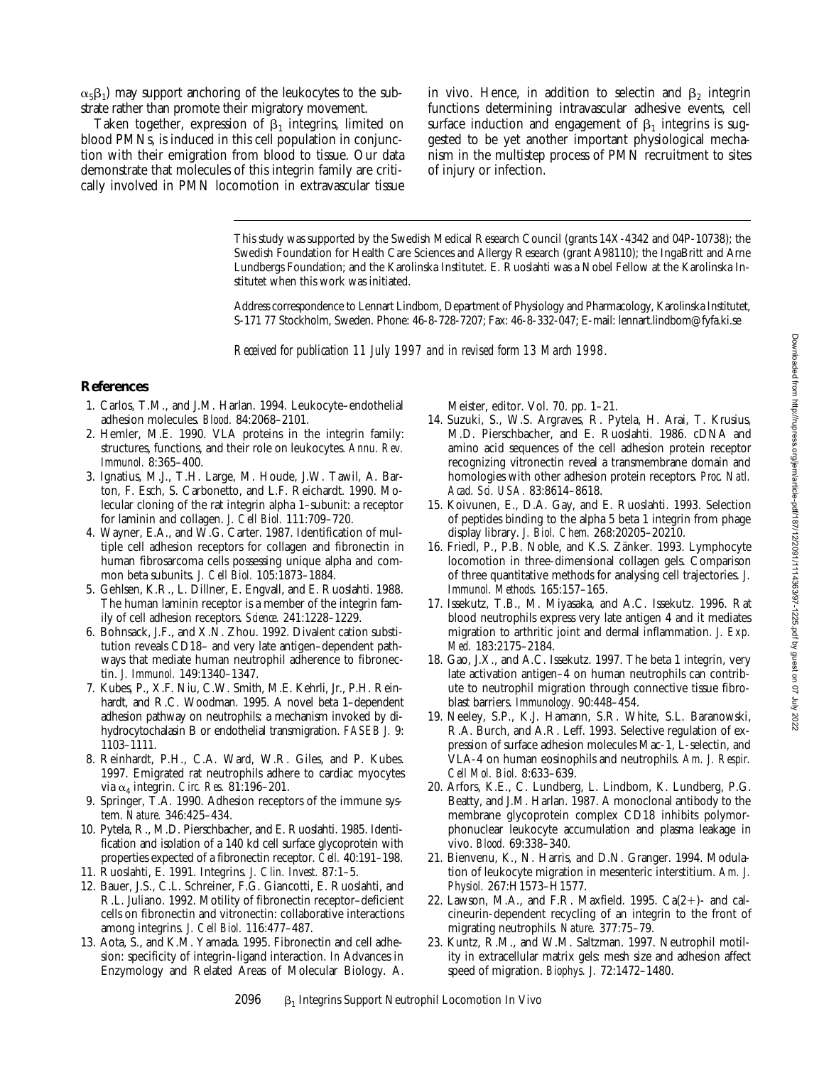$\alpha_5\beta_1$) may support anchoring of the leukocytes to the substrate rather than promote their migratory movement.

Taken together, expression of $\beta_1$ integrins, limited on blood PMNs, is induced in this cell population in conjunction with their emigration from blood to tissue. Our data demonstrate that molecules of this integrin family are critically involved in PMN locomotion in extravascular tissue in vivo. Hence, in addition to selectin and $\beta_2$ integrin functions determining intravascular adhesive events, cell surface induction and engagement of $\beta_1$ integrins is suggested to be yet another important physiological mechanism in the multistep process of PMN recruitment to sites of injury or infection.

This study was supported by the Swedish Medical Research Council (grants 14X-4342 and 04P-10738); the Swedish Foundation for Health Care Sciences and Allergy Research (grant A98110); the IngaBritt and Arne Lundbergs Foundation; and the Karolinska Institutet. E. Ruoslahti was a Nobel Fellow at the Karolinska Institutet when this work was initiated.

Address correspondence to Lennart Lindbom, Department of Physiology and Pharmacology, Karolinska Institutet, S-171 77 Stockholm, Sweden. Phone: 46-8-728-7207; Fax: 46-8-332-047; E-mail: lennart.lindbom@fyfa.ki.se

*Received for publication 11 July 1997 and in revised form 13 March 1998.*

## References

1. Carlos, T.M., and J.M. Harlan. 1994. Leukocyte–endothelial adhesion molecules. *Blood.* 84:2068–2101.
2. Hemler, M.E. 1990. VLA proteins in the integrin family: structures, functions, and their role on leukocytes. *Annu. Rev. Immunol.* 8:365–400.
3. Ignatius, M.J., T.H. Large, M. Houde, J.W. Tawil, A. Barton, F. Esch, S. Carbonetto, and L.F. Reichardt. 1990. Molecular cloning of the rat integrin alpha 1–subunit: a receptor for laminin and collagen. *J. Cell Biol.* 111:709–720.
4. Wayner, E.A., and W.G. Carter. 1987. Identification of multiple cell adhesion receptors for collagen and fibronectin in human fibrosarcoma cells possessing unique alpha and common beta subunits. *J. Cell Biol.* 105:1873–1884.
5. Gehlsen, K.R., L. Dillner, E. Engvall, and E. Ruoslahti. 1988. The human laminin receptor is a member of the integrin family of cell adhesion receptors. *Science.* 241:1228–1229.
6. Bohnsack, J.F., and X.N. Zhou. 1992. Divalent cation substitution reveals CD18– and very late antigen–dependent pathways that mediate human neutrophil adherence to fibronectin. *J. Immunol.* 149:1340–1347.
7. Kubes, P., X.F. Niu, C.W. Smith, M.E. Kehrli, Jr., P.H. Reinhardt, and R.C. Woodman. 1995. A novel beta 1–dependent adhesion pathway on neutrophils: a mechanism invoked by dihydrocytochalasin B or endothelial transmigration. *FASEB J.* 9: 1103–1111.
8. Reinhardt, P.H., C.A. Ward, W.R. Giles, and P. Kubes. 1997. Emigrated rat neutrophils adhere to cardiac myocytes via $\alpha_4$ integrin. *Circ. Res.* 81:196–201.
9. Springer, T.A. 1990. Adhesion receptors of the immune system. *Nature.* 346:425–434.
10. Pytela, R., M.D. Pierschbacher, and E. Ruoslahti. 1985. Identification and isolation of a 140 kd cell surface glycoprotein with properties expected of a fibronectin receptor. *Cell.* 40:191–198.
11. Ruoslahti, E. 1991. Integrins. *J. Clin. Invest.* 87:1–5.
12. Bauer, J.S., C.L. Schreiner, F.G. Giancotti, E. Ruoslahti, and R.L. Juliano. 1992. Motility of fibronectin receptor–deficient cells on fibronectin and vitronectin: collaborative interactions among integrins. *J. Cell Biol.* 116:477–487.
13. Aota, S., and K.M. Yamada. 1995. Fibronectin and cell adhesion: specificity of integrin-ligand interaction. *In* Advances in Enzymology and Related Areas of Molecular Biology. A. Meister, editor. Vol. 70. pp. 1–21.
14. Suzuki, S., W.S. Argraves, R. Pytela, H. Arai, T. Krusius, M.D. Pierschbacher, and E. Ruoslahti. 1986. cDNA and amino acid sequences of the cell adhesion protein receptor recognizing vitronectin reveal a transmembrane domain and homologies with other adhesion protein receptors. *Proc. Natl. Acad. Sci. USA.* 83:8614–8618.
15. Koivunen, E., D.A. Gay, and E. Ruoslahti. 1993. Selection of peptides binding to the alpha 5 beta 1 integrin from phage display library. *J. Biol. Chem.* 268:20205–20210.
16. Friedl, P., P.B. Noble, and K.S. Zänker. 1993. Lymphocyte locomotion in three-dimensional collagen gels. Comparison of three quantitative methods for analysing cell trajectories. *J. Immunol. Methods.* 165:157–165.
17. Issekutz, T.B., M. Miyasaka, and A.C. Issekutz. 1996. Rat blood neutrophils express very late antigen 4 and it mediates migration to arthritic joint and dermal inflammation. *J. Exp. Med.* 183:2175–2184.
18. Gao, J.X., and A.C. Issekutz. 1997. The beta 1 integrin, very late activation antigen–4 on human neutrophils can contribute to neutrophil migration through connective tissue fibroblast barriers. *Immunology.* 90:448–454.
19. Neeley, S.P., K.J. Hamann, S.R. White, S.L. Baranowski, R.A. Burch, and A.R. Leff. 1993. Selective regulation of expression of surface adhesion molecules Mac-1, L-selectin, and VLA-4 on human eosinophils and neutrophils. *Am. J. Respir. Cell Mol. Biol.* 8:633–639.
20. Arfors, K.E., C. Lundberg, L. Lindbom, K. Lundberg, P.G. Beatty, and J.M. Harlan. 1987. A monoclonal antibody to the membrane glycoprotein complex CD18 inhibits polymorphonuclear leukocyte accumulation and plasma leakage in vivo. *Blood.* 69:338–340.
21. Bienvenu, K., N. Harris, and D.N. Granger. 1994. Modulation of leukocyte migration in mesenteric interstitium. *Am. J. Physiol.* 267:H1573–H1577.
22. Lawson, M.A., and F.R. Maxfield. 1995. Ca(2+)- and calcineurin-dependent recycling of an integrin to the front of migrating neutrophils. *Nature.* 377:75–79.
23. Kuntz, R.M., and W.M. Saltzman. 1997. Neutrophil motility in extracellular matrix gels: mesh size and adhesion affect speed of migration. *Biophys. J.* 72:1472–1480.